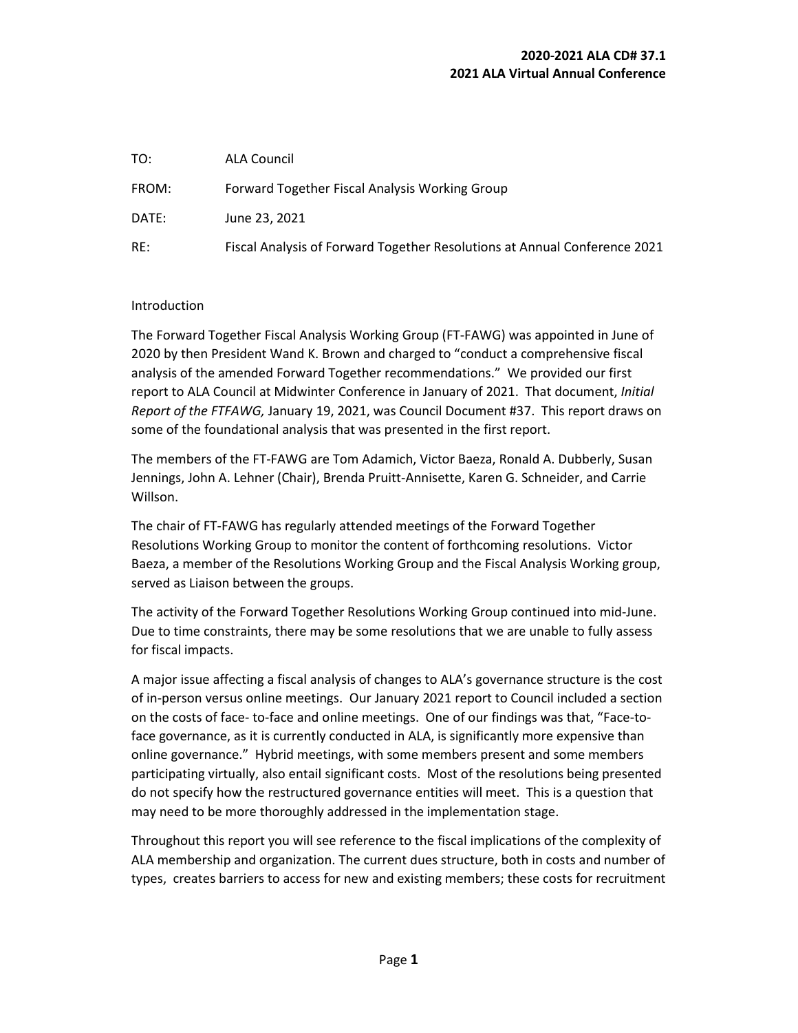**2020-2021 ALA CD# 37.1**
**2021 ALA Virtual Annual Conference**

| | |
|---|---|
| TO: | ALA Council |
| FROM: | Forward Together Fiscal Analysis Working Group |
| DATE: | June 23, 2021 |
| RE: | Fiscal Analysis of Forward Together Resolutions at Annual Conference 2021 |

## Introduction

The Forward Together Fiscal Analysis Working Group (FT-FAWG) was appointed in June of 2020 by then President Wand K. Brown and charged to "conduct a comprehensive fiscal analysis of the amended Forward Together recommendations." We provided our first report to ALA Council at Midwinter Conference in January of 2021. That document, *Initial Report of the FTFAWG,* January 19, 2021, was Council Document #37. This report draws on some of the foundational analysis that was presented in the first report.

The members of the FT-FAWG are Tom Adamich, Victor Baeza, Ronald A. Dubberly, Susan Jennings, John A. Lehner (Chair), Brenda Pruitt-Annisette, Karen G. Schneider, and Carrie Willson.

The chair of FT-FAWG has regularly attended meetings of the Forward Together Resolutions Working Group to monitor the content of forthcoming resolutions. Victor Baeza, a member of the Resolutions Working Group and the Fiscal Analysis Working group, served as Liaison between the groups.

The activity of the Forward Together Resolutions Working Group continued into mid-June. Due to time constraints, there may be some resolutions that we are unable to fully assess for fiscal impacts.

A major issue affecting a fiscal analysis of changes to ALA's governance structure is the cost of in-person versus online meetings. Our January 2021 report to Council included a section on the costs of face- to-face and online meetings. One of our findings was that, "Face-to-face governance, as it is currently conducted in ALA, is significantly more expensive than online governance." Hybrid meetings, with some members present and some members participating virtually, also entail significant costs. Most of the resolutions being presented do not specify how the restructured governance entities will meet. This is a question that may need to be more thoroughly addressed in the implementation stage.

Throughout this report you will see reference to the fiscal implications of the complexity of ALA membership and organization. The current dues structure, both in costs and number of types, creates barriers to access for new and existing members; these costs for recruitment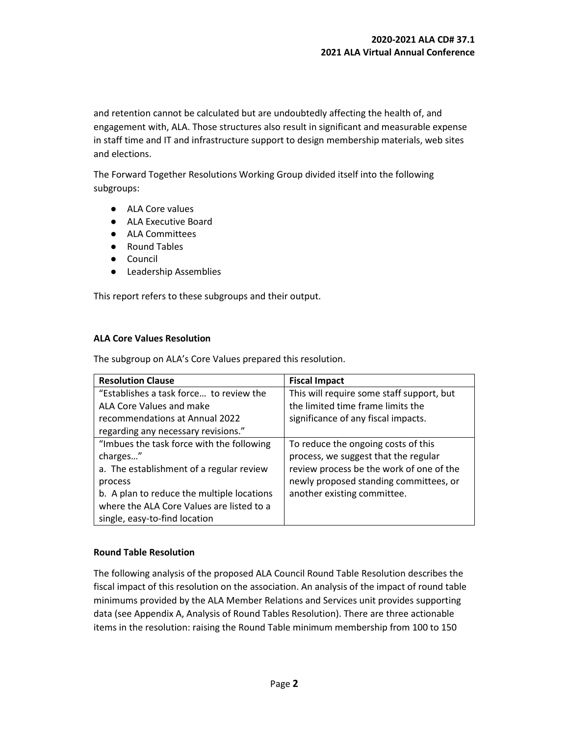and retention cannot be calculated but are undoubtedly affecting the health of, and engagement with, ALA. Those structures also result in significant and measurable expense in staff time and IT and infrastructure support to design membership materials, web sites and elections.

The Forward Together Resolutions Working Group divided itself into the following subgroups:

- ALA Core values
- ALA Executive Board
- ALA Committees
- Round Tables
- Council
- Leadership Assemblies

This report refers to these subgroups and their output.

**ALA Core Values Resolution**

The subgroup on ALA's Core Values prepared this resolution.

| Resolution Clause | Fiscal Impact |
| --- | --- |
| "Establishes a task force… to review the ALA Core Values and make recommendations at Annual 2022 regarding any necessary revisions." | This will require some staff support, but the limited time frame limits the significance of any fiscal impacts. |
| "Imbues the task force with the following charges…"<br>a. The establishment of a regular review process<br>b. A plan to reduce the multiple locations where the ALA Core Values are listed to a single, easy-to-find location | To reduce the ongoing costs of this process, we suggest that the regular review process be the work of one of the newly proposed standing committees, or another existing committee. |

**Round Table Resolution**

The following analysis of the proposed ALA Council Round Table Resolution describes the fiscal impact of this resolution on the association. An analysis of the impact of round table minimums provided by the ALA Member Relations and Services unit provides supporting data (see Appendix A, Analysis of Round Tables Resolution). There are three actionable items in the resolution: raising the Round Table minimum membership from 100 to 150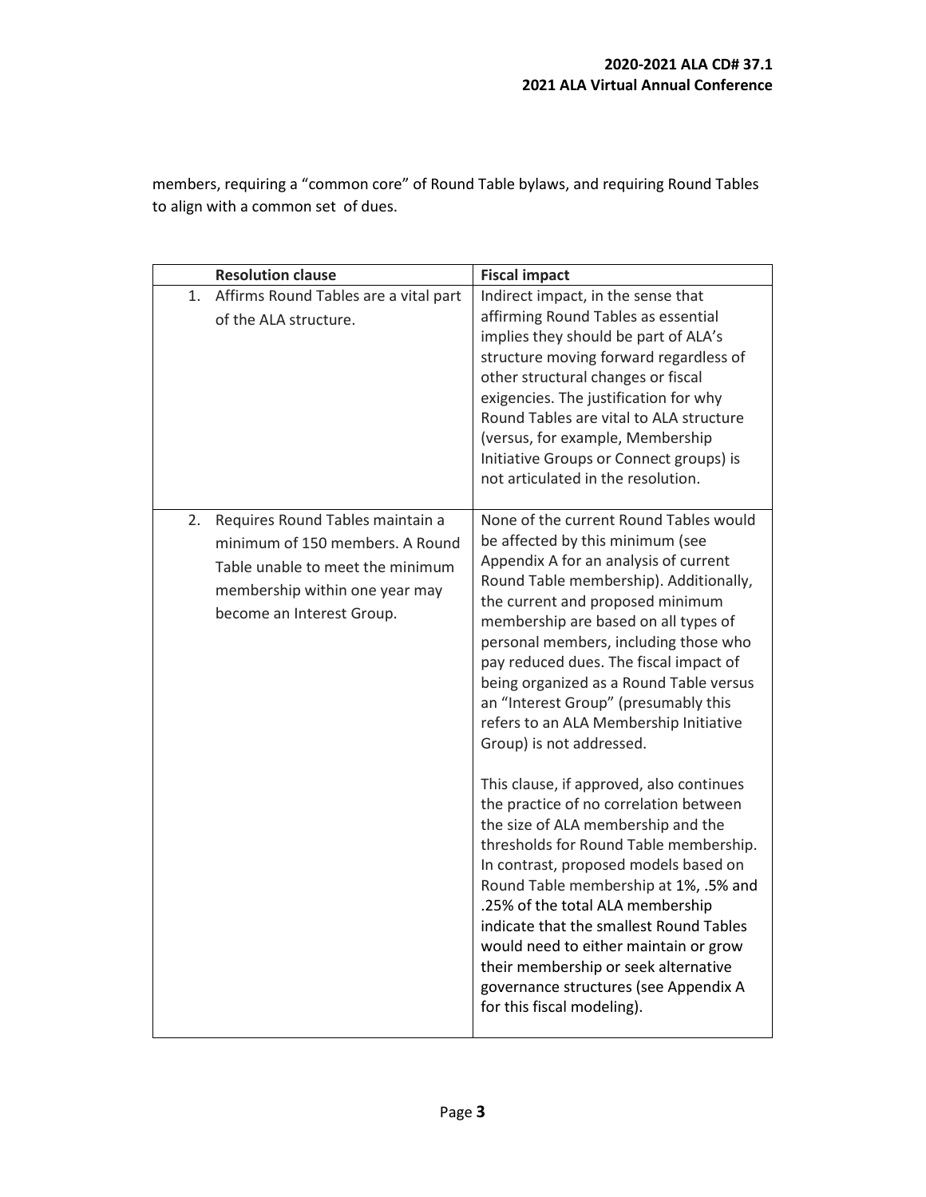members, requiring a "common core" of Round Table bylaws, and requiring Round Tables to align with a common set of dues.

| | Resolution clause | Fiscal impact |
|---|---|---|
| 1. | Affirms Round Tables are a vital part of the ALA structure. | Indirect impact, in the sense that affirming Round Tables as essential implies they should be part of ALA's structure moving forward regardless of other structural changes or fiscal exigencies. The justification for why Round Tables are vital to ALA structure (versus, for example, Membership Initiative Groups or Connect groups) is not articulated in the resolution. |
| 2. | Requires Round Tables maintain a minimum of 150 members. A Round Table unable to meet the minimum membership within one year may become an Interest Group. | None of the current Round Tables would be affected by this minimum (see Appendix A for an analysis of current Round Table membership). Additionally, the current and proposed minimum membership are based on all types of personal members, including those who pay reduced dues. The fiscal impact of being organized as a Round Table versus an "Interest Group" (presumably this refers to an ALA Membership Initiative Group) is not addressed.<br><br>This clause, if approved, also continues the practice of no correlation between the size of ALA membership and the thresholds for Round Table membership. In contrast, proposed models based on Round Table membership at 1%, .5% and .25% of the total ALA membership indicate that the smallest Round Tables would need to either maintain or grow their membership or seek alternative governance structures (see Appendix A for this fiscal modeling). |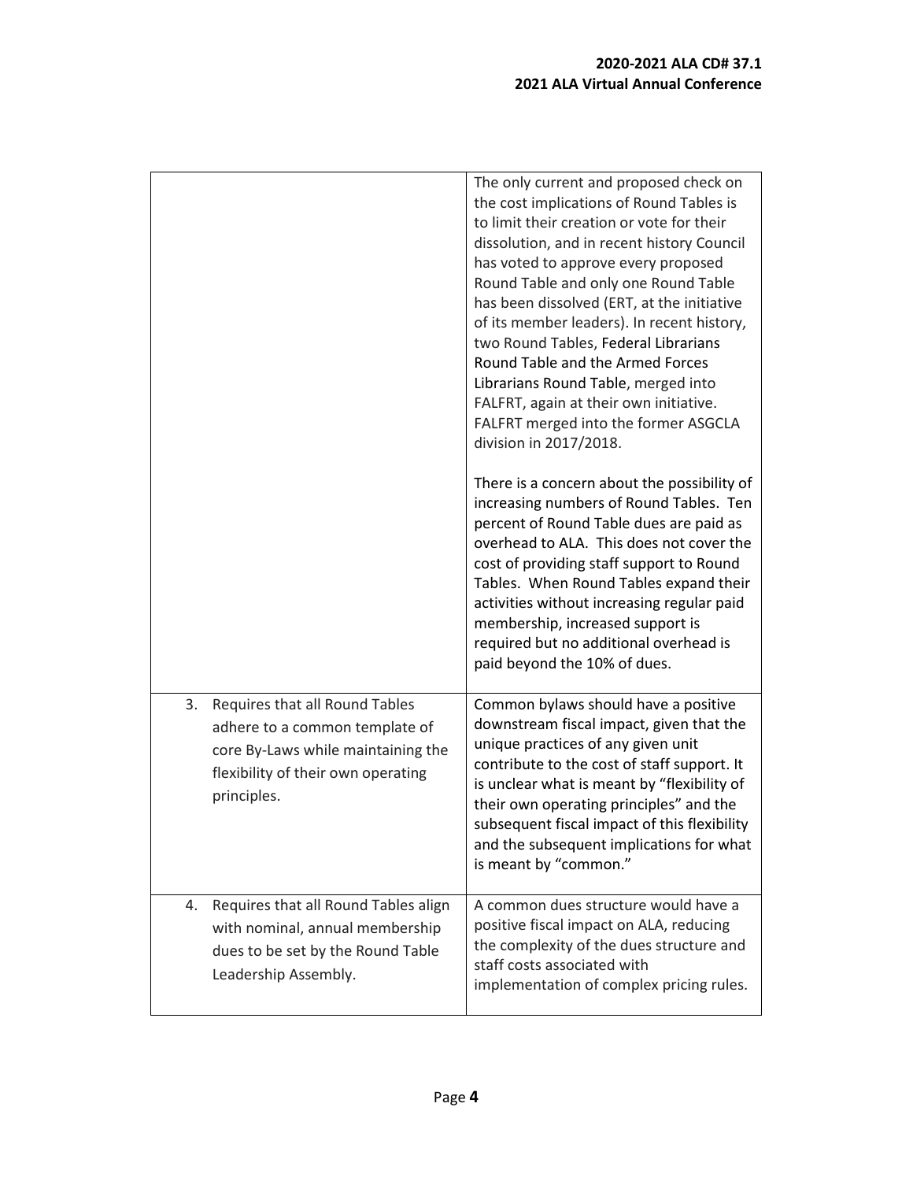| | |
|---|---|
| | The only current and proposed check on the cost implications of Round Tables is to limit their creation or vote for their dissolution, and in recent history Council has voted to approve every proposed Round Table and only one Round Table has been dissolved (ERT, at the initiative of its member leaders). In recent history, two Round Tables, Federal Librarians Round Table and the Armed Forces Librarians Round Table, merged into FALFRT, again at their own initiative. FALFRT merged into the former ASGCLA division in 2017/2018.<br><br>There is a concern about the possibility of increasing numbers of Round Tables. Ten percent of Round Table dues are paid as overhead to ALA. This does not cover the cost of providing staff support to Round Tables. When Round Tables expand their activities without increasing regular paid membership, increased support is required but no additional overhead is paid beyond the 10% of dues. |
| 3. Requires that all Round Tables adhere to a common template of core By-Laws while maintaining the flexibility of their own operating principles. | Common bylaws should have a positive downstream fiscal impact, given that the unique practices of any given unit contribute to the cost of staff support. It is unclear what is meant by "flexibility of their own operating principles" and the subsequent fiscal impact of this flexibility and the subsequent implications for what is meant by "common." |
| 4. Requires that all Round Tables align with nominal, annual membership dues to be set by the Round Table Leadership Assembly. | A common dues structure would have a positive fiscal impact on ALA, reducing the complexity of the dues structure and staff costs associated with implementation of complex pricing rules. |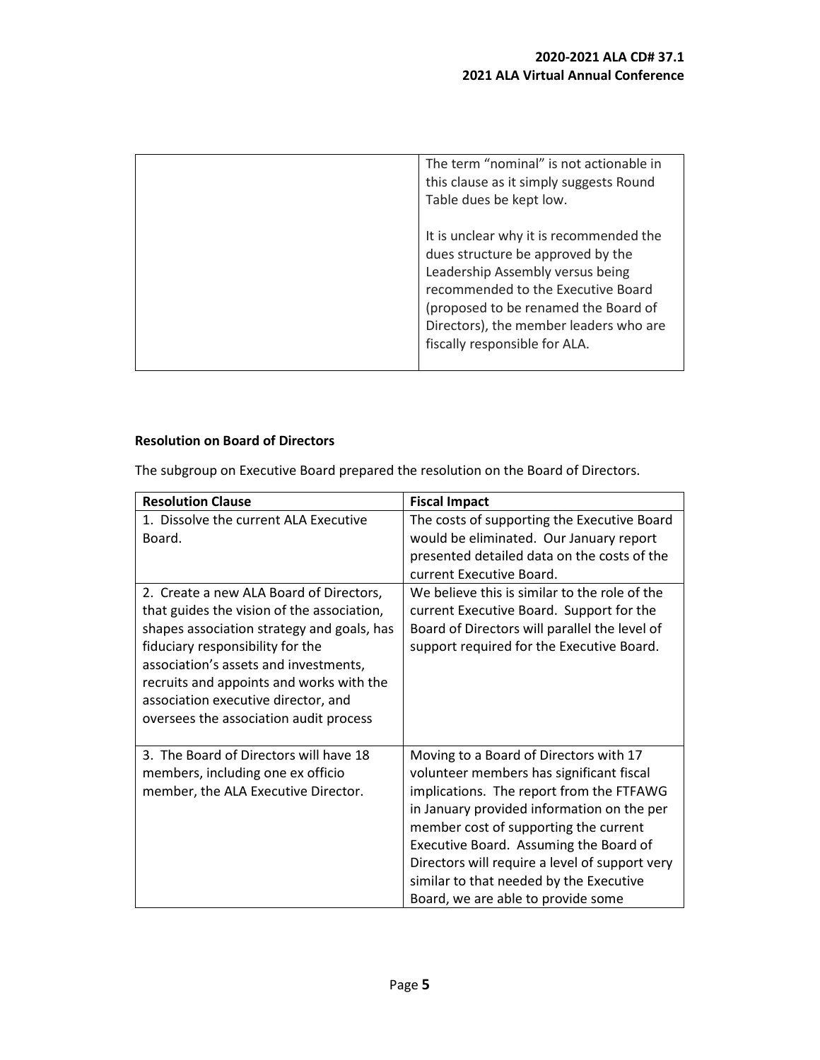| | |
|---|---|
| | The term "nominal" is not actionable in this clause as it simply suggests Round Table dues be kept low.<br><br>It is unclear why it is recommended the dues structure be approved by the Leadership Assembly versus being recommended to the Executive Board (proposed to be renamed the Board of Directors), the member leaders who are fiscally responsible for ALA. |

**Resolution on Board of Directors**

The subgroup on Executive Board prepared the resolution on the Board of Directors.

| Resolution Clause | Fiscal Impact |
|---|---|
| 1. Dissolve the current ALA Executive Board. | The costs of supporting the Executive Board would be eliminated. Our January report presented detailed data on the costs of the current Executive Board. |
| 2. Create a new ALA Board of Directors, that guides the vision of the association, shapes association strategy and goals, has fiduciary responsibility for the association's assets and investments, recruits and appoints and works with the association executive director, and oversees the association audit process | We believe this is similar to the role of the current Executive Board. Support for the Board of Directors will parallel the level of support required for the Executive Board. |
| 3. The Board of Directors will have 18 members, including one ex officio member, the ALA Executive Director. | Moving to a Board of Directors with 17 volunteer members has significant fiscal implications. The report from the FTFAWG in January provided information on the per member cost of supporting the current Executive Board. Assuming the Board of Directors will require a level of support very similar to that needed by the Executive Board, we are able to provide some |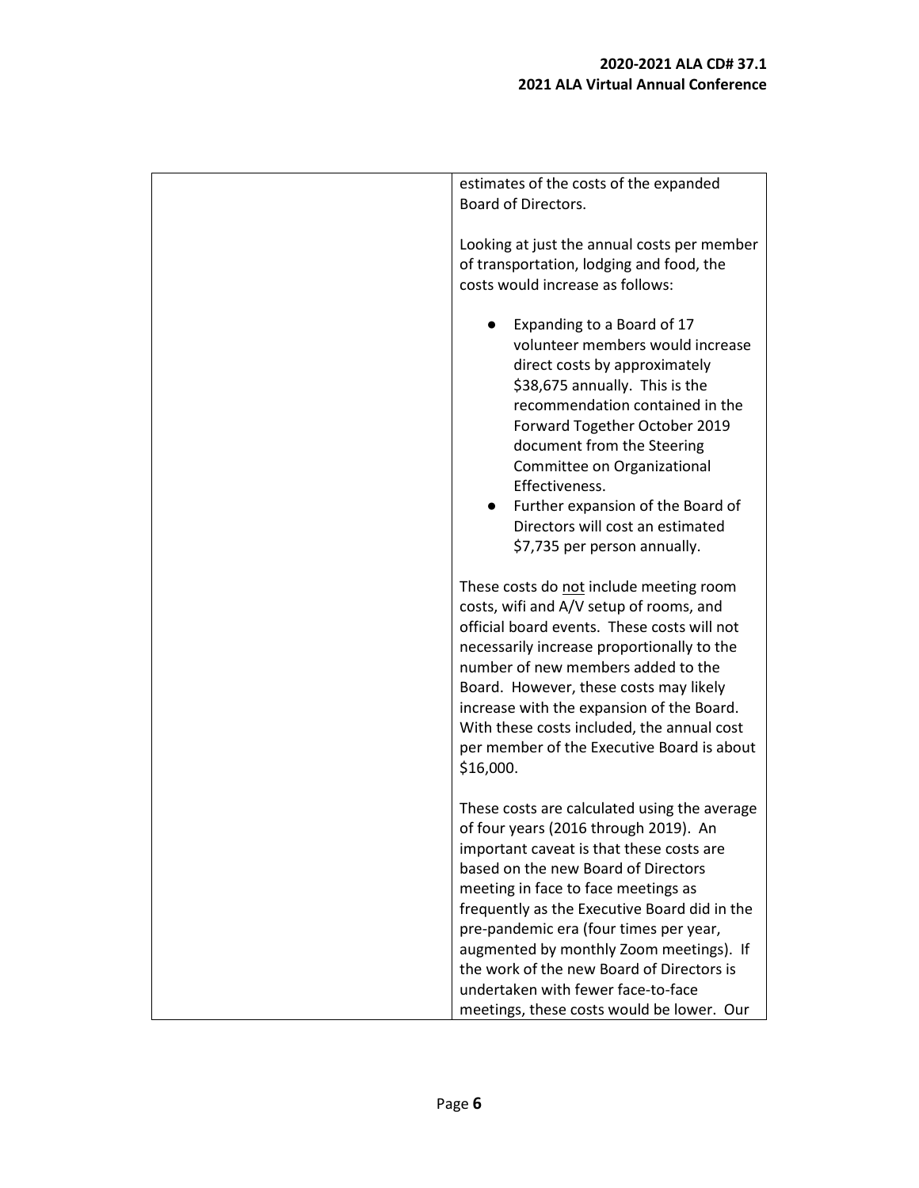| | estimates of the costs of the expanded Board of Directors.<br><br>Looking at just the annual costs per member of transportation, lodging and food, the costs would increase as follows:<br><br>● Expanding to a Board of 17 volunteer members would increase direct costs by approximately \$38,675 annually. This is the recommendation contained in the Forward Together October 2019 document from the Steering Committee on Organizational Effectiveness.<br>● Further expansion of the Board of Directors will cost an estimated \$7,735 per person annually.<br><br>These costs do <u>not</u> include meeting room costs, wifi and A/V setup of rooms, and official board events. These costs will not necessarily increase proportionally to the number of new members added to the Board. However, these costs may likely increase with the expansion of the Board. With these costs included, the annual cost per member of the Executive Board is about \$16,000.<br><br>These costs are calculated using the average of four years (2016 through 2019). An important caveat is that these costs are based on the new Board of Directors meeting in face to face meetings as frequently as the Executive Board did in the pre-pandemic era (four times per year, augmented by monthly Zoom meetings). If the work of the new Board of Directors is undertaken with fewer face-to-face meetings, these costs would be lower. Our |
|---|---|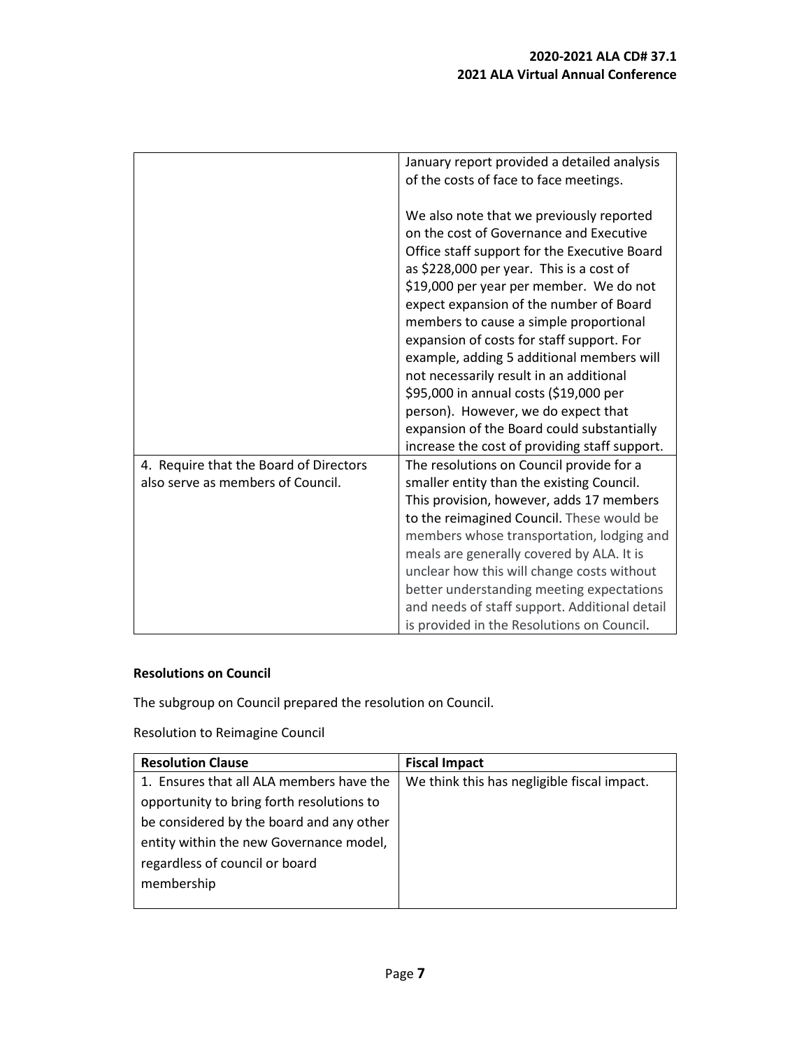| | |
|---|---|
| | January report provided a detailed analysis of the costs of face to face meetings.<br><br>We also note that we previously reported on the cost of Governance and Executive Office staff support for the Executive Board as $228,000 per year. This is a cost of $19,000 per year per member. We do not expect expansion of the number of Board members to cause a simple proportional expansion of costs for staff support. For example, adding 5 additional members will not necessarily result in an additional $95,000 in annual costs ($19,000 per person). However, we do expect that expansion of the Board could substantially increase the cost of providing staff support. |
| 4. Require that the Board of Directors also serve as members of Council. | The resolutions on Council provide for a smaller entity than the existing Council. This provision, however, adds 17 members to the reimagined Council. These would be members whose transportation, lodging and meals are generally covered by ALA. It is unclear how this will change costs without better understanding meeting expectations and needs of staff support. Additional detail is provided in the Resolutions on Council. |

**Resolutions on Council**

The subgroup on Council prepared the resolution on Council.

Resolution to Reimagine Council

| Resolution Clause | Fiscal Impact |
|---|---|
| 1. Ensures that all ALA members have the opportunity to bring forth resolutions to be considered by the board and any other entity within the new Governance model, regardless of council or board membership | We think this has negligible fiscal impact. |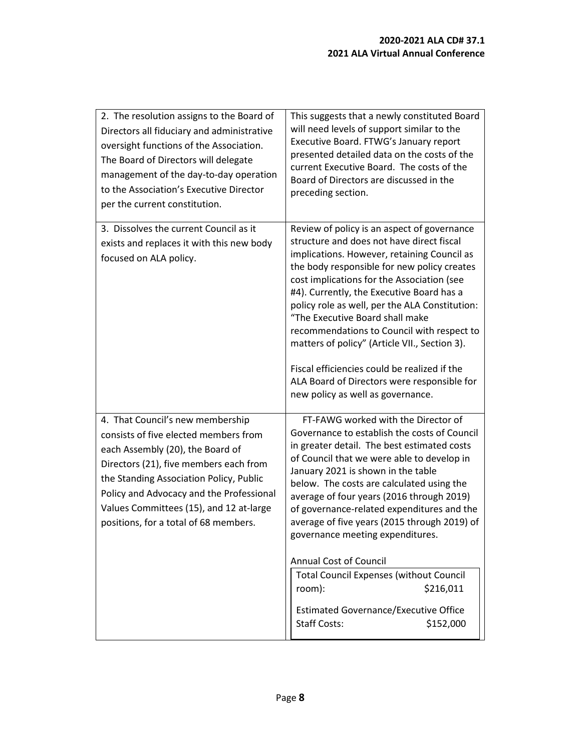| | |
|---|---|
| 2. The resolution assigns to the Board of Directors all fiduciary and administrative oversight functions of the Association. The Board of Directors will delegate management of the day-to-day operation to the Association's Executive Director per the current constitution. | This suggests that a newly constituted Board will need levels of support similar to the Executive Board. FTWG's January report presented detailed data on the costs of the current Executive Board. The costs of the Board of Directors are discussed in the preceding section. |
| 3. Dissolves the current Council as it exists and replaces it with this new body focused on ALA policy. | Review of policy is an aspect of governance structure and does not have direct fiscal implications. However, retaining Council as the body responsible for new policy creates cost implications for the Association (see #4). Currently, the Executive Board has a policy role as well, per the ALA Constitution: "The Executive Board shall make recommendations to Council with respect to matters of policy" (Article VII., Section 3).<br><br>Fiscal efficiencies could be realized if the ALA Board of Directors were responsible for new policy as well as governance. |
| 4. That Council's new membership consists of five elected members from each Assembly (20), the Board of Directors (21), five members each from the Standing Association Policy, Public Policy and Advocacy and the Professional Values Committees (15), and 12 at-large positions, for a total of 68 members. | FT-FAWG worked with the Director of Governance to establish the costs of Council in greater detail. The best estimated costs of Council that we were able to develop in January 2021 is shown in the table below. The costs are calculated using the average of four years (2016 through 2019) of governance-related expenditures and the average of five years (2015 through 2019) of governance meeting expenditures.<br><br>Annual Cost of Council<br><br>Total Council Expenses (without Council room): \$216,011<br><br>Estimated Governance/Executive Office Staff Costs: \$152,000 |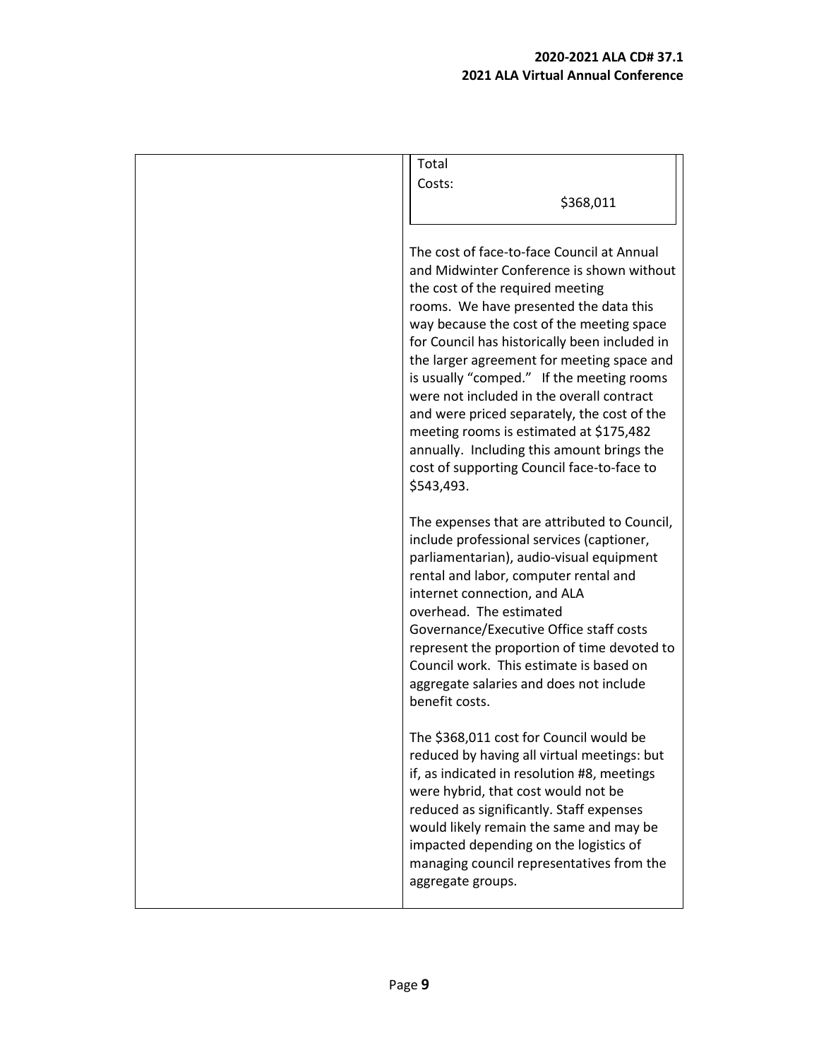| | |
|---|---|
| | Total Costs: $368,011<br><br>The cost of face-to-face Council at Annual and Midwinter Conference is shown without the cost of the required meeting rooms. We have presented the data this way because the cost of the meeting space for Council has historically been included in the larger agreement for meeting space and is usually "comped." If the meeting rooms were not included in the overall contract and were priced separately, the cost of the meeting rooms is estimated at $175,482 annually. Including this amount brings the cost of supporting Council face-to-face to $543,493.<br><br>The expenses that are attributed to Council, include professional services (captioner, parliamentarian), audio-visual equipment rental and labor, computer rental and internet connection, and ALA overhead. The estimated Governance/Executive Office staff costs represent the proportion of time devoted to Council work. This estimate is based on aggregate salaries and does not include benefit costs.<br><br>The $368,011 cost for Council would be reduced by having all virtual meetings: but if, as indicated in resolution #8, meetings were hybrid, that cost would not be reduced as significantly. Staff expenses would likely remain the same and may be impacted depending on the logistics of managing council representatives from the aggregate groups. |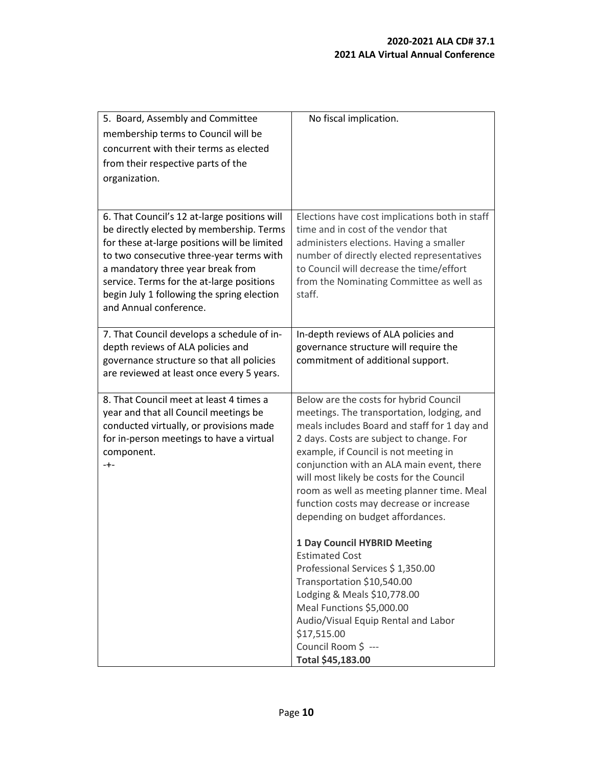| 5. Board, Assembly and Committee membership terms to Council will be concurrent with their terms as elected from their respective parts of the organization. | No fiscal implication. |
|---|---|
| 6. That Council's 12 at-large positions will be directly elected by membership. Terms for these at-large positions will be limited to two consecutive three-year terms with a mandatory three year break from service. Terms for the at-large positions begin July 1 following the spring election and Annual conference. | Elections have cost implications both in staff time and in cost of the vendor that administers elections. Having a smaller number of directly elected representatives to Council will decrease the time/effort from the Nominating Committee as well as staff. |
| 7. That Council develops a schedule of in-depth reviews of ALA policies and governance structure so that all policies are reviewed at least once every 5 years. | In-depth reviews of ALA policies and governance structure will require the commitment of additional support. |
| 8. That Council meet at least 4 times a year and that all Council meetings be conducted virtually, or provisions made for in-person meetings to have a virtual component.<br>-+- | Below are the costs for hybrid Council meetings. The transportation, lodging, and meals includes Board and staff for 1 day and 2 days. Costs are subject to change. For example, if Council is not meeting in conjunction with an ALA main event, there will most likely be costs for the Council room as well as meeting planner time. Meal function costs may decrease or increase depending on budget affordances.<br><br>**1 Day Council HYBRID Meeting**<br>Estimated Cost<br>Professional Services $ 1,350.00<br>Transportation $10,540.00<br>Lodging & Meals $10,778.00<br>Meal Functions $5,000.00<br>Audio/Visual Equip Rental and Labor $17,515.00<br>Council Room $ ---<br>**Total $45,183.00** |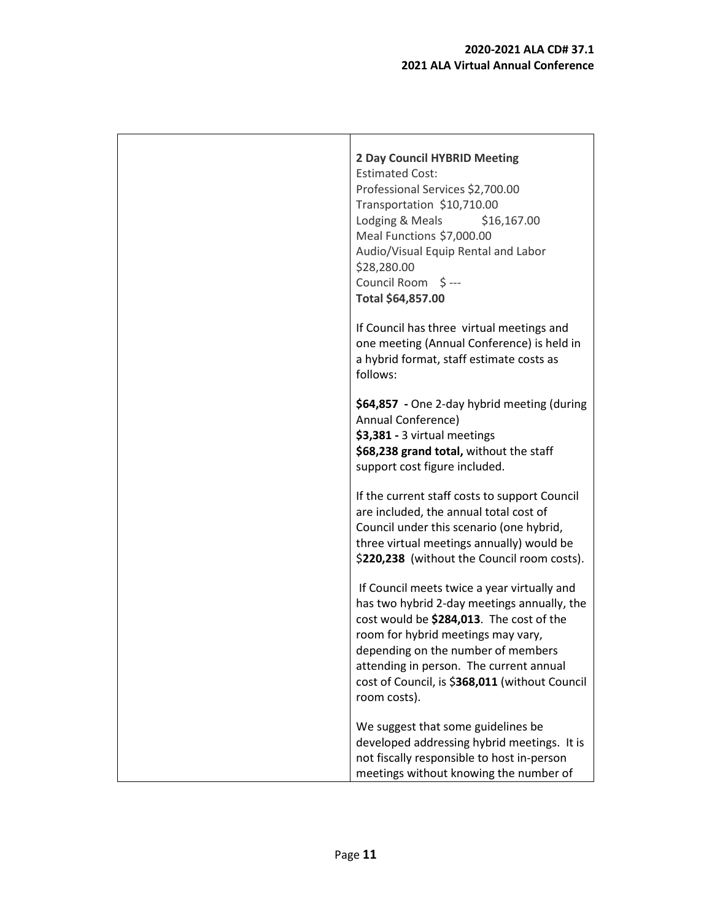| | |
|---|---|
| | **2 Day Council HYBRID Meeting**<br>Estimated Cost:<br>Professional Services $2,700.00<br>Transportation $10,710.00<br>Lodging & Meals $16,167.00<br>Meal Functions $7,000.00<br>Audio/Visual Equip Rental and Labor $28,280.00<br>Council Room $ ---<br>**Total $64,857.00**<br><br>If Council has three virtual meetings and one meeting (Annual Conference) is held in a hybrid format, staff estimate costs as follows:<br><br>**$64,857 -** One 2-day hybrid meeting (during Annual Conference)<br>**$3,381 -** 3 virtual meetings<br>**$68,238 grand total,** without the staff support cost figure included.<br><br>If the current staff costs to support Council are included, the annual total cost of Council under this scenario (one hybrid, three virtual meetings annually) would be $**220,238** (without the Council room costs).<br><br>If Council meets twice a year virtually and has two hybrid 2-day meetings annually, the cost would be **$284,013**. The cost of the room for hybrid meetings may vary, depending on the number of members attending in person. The current annual cost of Council, is $**368,011** (without Council room costs).<br><br>We suggest that some guidelines be developed addressing hybrid meetings. It is not fiscally responsible to host in-person meetings without knowing the number of |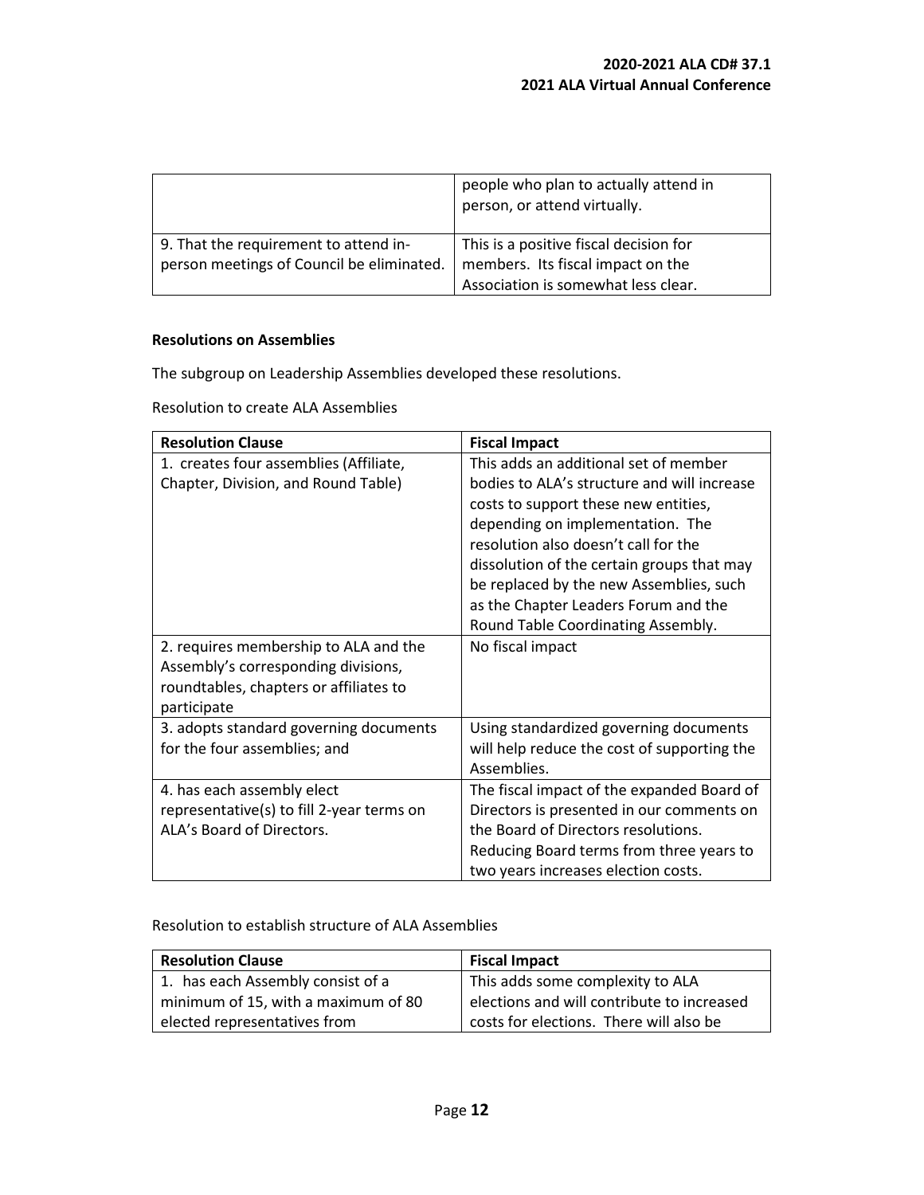|  |  |
| --- | --- |
|  | people who plan to actually attend in person, or attend virtually. |
| 9. That the requirement to attend in-person meetings of Council be eliminated. | This is a positive fiscal decision for members. Its fiscal impact on the Association is somewhat less clear. |

**Resolutions on Assemblies**

The subgroup on Leadership Assemblies developed these resolutions.

Resolution to create ALA Assemblies

| Resolution Clause | Fiscal Impact |
| --- | --- |
| 1. creates four assemblies (Affiliate, Chapter, Division, and Round Table) | This adds an additional set of member bodies to ALA's structure and will increase costs to support these new entities, depending on implementation. The resolution also doesn't call for the dissolution of the certain groups that may be replaced by the new Assemblies, such as the Chapter Leaders Forum and the Round Table Coordinating Assembly. |
| 2. requires membership to ALA and the Assembly's corresponding divisions, roundtables, chapters or affiliates to participate | No fiscal impact |
| 3. adopts standard governing documents for the four assemblies; and | Using standardized governing documents will help reduce the cost of supporting the Assemblies. |
| 4. has each assembly elect representative(s) to fill 2-year terms on ALA's Board of Directors. | The fiscal impact of the expanded Board of Directors is presented in our comments on the Board of Directors resolutions. Reducing Board terms from three years to two years increases election costs. |

Resolution to establish structure of ALA Assemblies

| Resolution Clause | Fiscal Impact |
| --- | --- |
| 1. has each Assembly consist of a minimum of 15, with a maximum of 80 elected representatives from | This adds some complexity to ALA elections and will contribute to increased costs for elections. There will also be |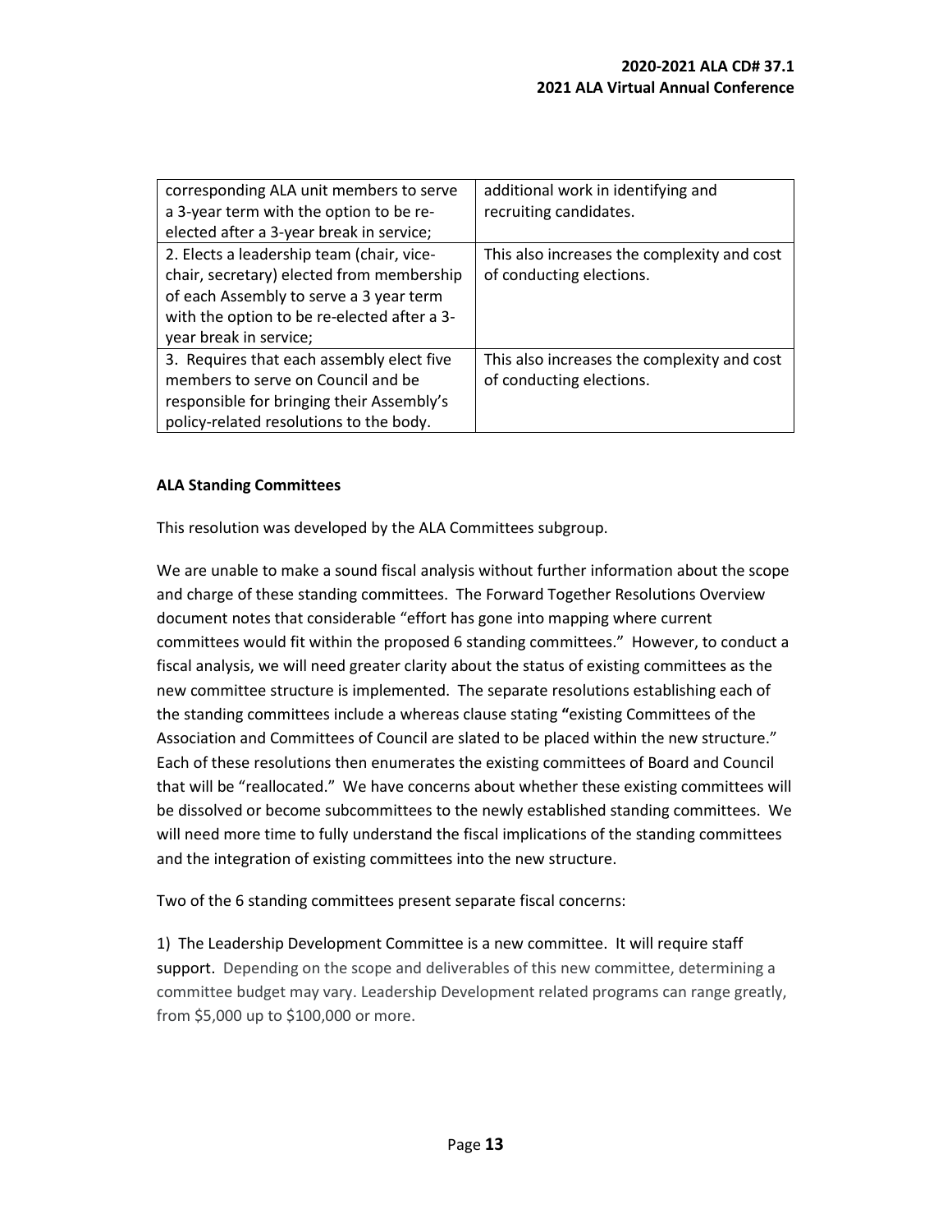| | |
|---|---|
| corresponding ALA unit members to serve a 3-year term with the option to be re-elected after a 3-year break in service; | additional work in identifying and recruiting candidates. |
| 2. Elects a leadership team (chair, vice-chair, secretary) elected from membership of each Assembly to serve a 3 year term with the option to be re-elected after a 3-year break in service; | This also increases the complexity and cost of conducting elections. |
| 3. Requires that each assembly elect five members to serve on Council and be responsible for bringing their Assembly's policy-related resolutions to the body. | This also increases the complexity and cost of conducting elections. |

**ALA Standing Committees**

This resolution was developed by the ALA Committees subgroup.

We are unable to make a sound fiscal analysis without further information about the scope and charge of these standing committees. The Forward Together Resolutions Overview document notes that considerable "effort has gone into mapping where current committees would fit within the proposed 6 standing committees." However, to conduct a fiscal analysis, we will need greater clarity about the status of existing committees as the new committee structure is implemented. The separate resolutions establishing each of the standing committees include a whereas clause stating **"**existing Committees of the Association and Committees of Council are slated to be placed within the new structure." Each of these resolutions then enumerates the existing committees of Board and Council that will be "reallocated." We have concerns about whether these existing committees will be dissolved or become subcommittees to the newly established standing committees. We will need more time to fully understand the fiscal implications of the standing committees and the integration of existing committees into the new structure.

Two of the 6 standing committees present separate fiscal concerns:

1) The Leadership Development Committee is a new committee. It will require staff support. Depending on the scope and deliverables of this new committee, determining a committee budget may vary. Leadership Development related programs can range greatly, from $5,000 up to $100,000 or more.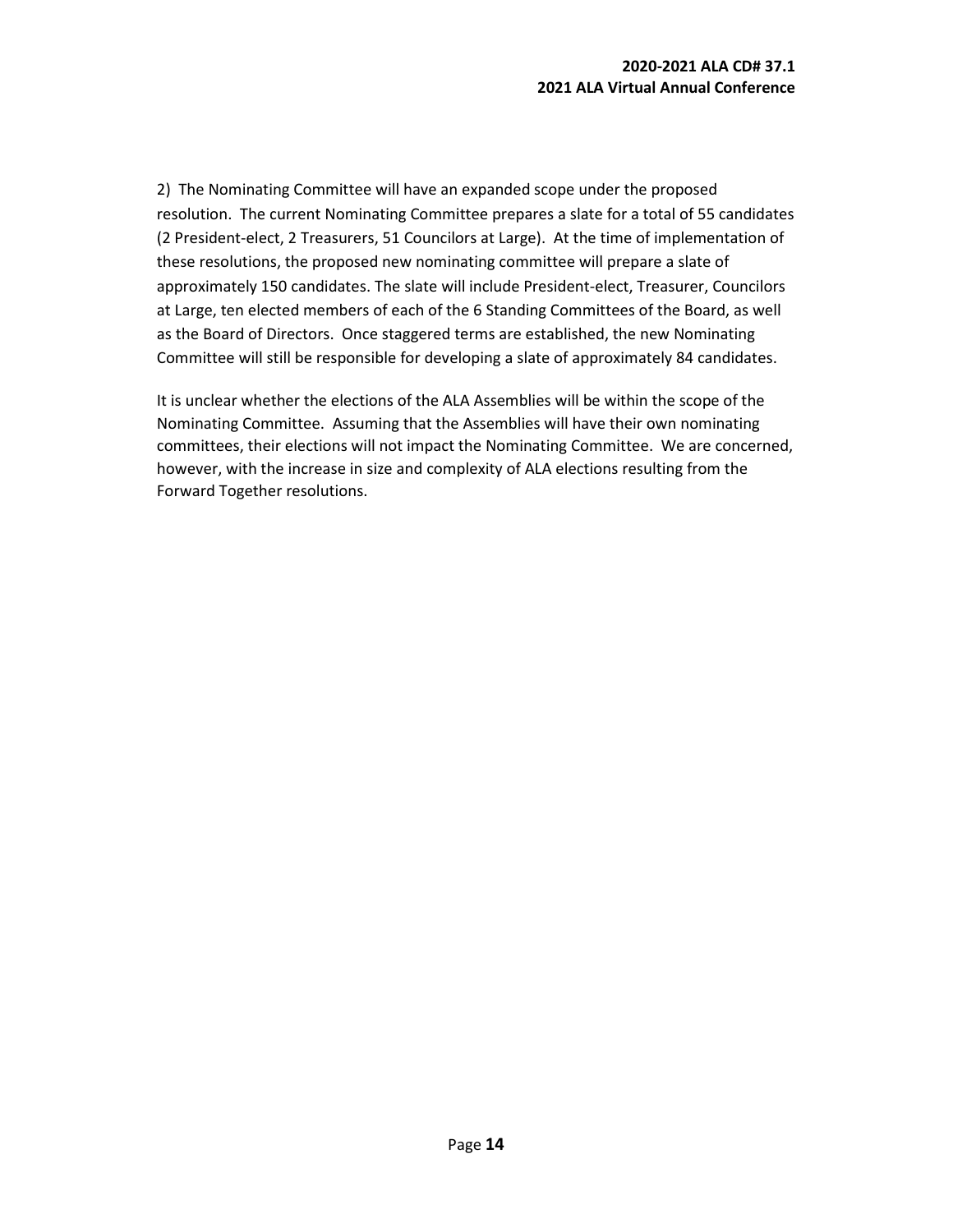2) The Nominating Committee will have an expanded scope under the proposed resolution. The current Nominating Committee prepares a slate for a total of 55 candidates (2 President-elect, 2 Treasurers, 51 Councilors at Large). At the time of implementation of these resolutions, the proposed new nominating committee will prepare a slate of approximately 150 candidates. The slate will include President-elect, Treasurer, Councilors at Large, ten elected members of each of the 6 Standing Committees of the Board, as well as the Board of Directors. Once staggered terms are established, the new Nominating Committee will still be responsible for developing a slate of approximately 84 candidates.

It is unclear whether the elections of the ALA Assemblies will be within the scope of the Nominating Committee. Assuming that the Assemblies will have their own nominating committees, their elections will not impact the Nominating Committee. We are concerned, however, with the increase in size and complexity of ALA elections resulting from the Forward Together resolutions.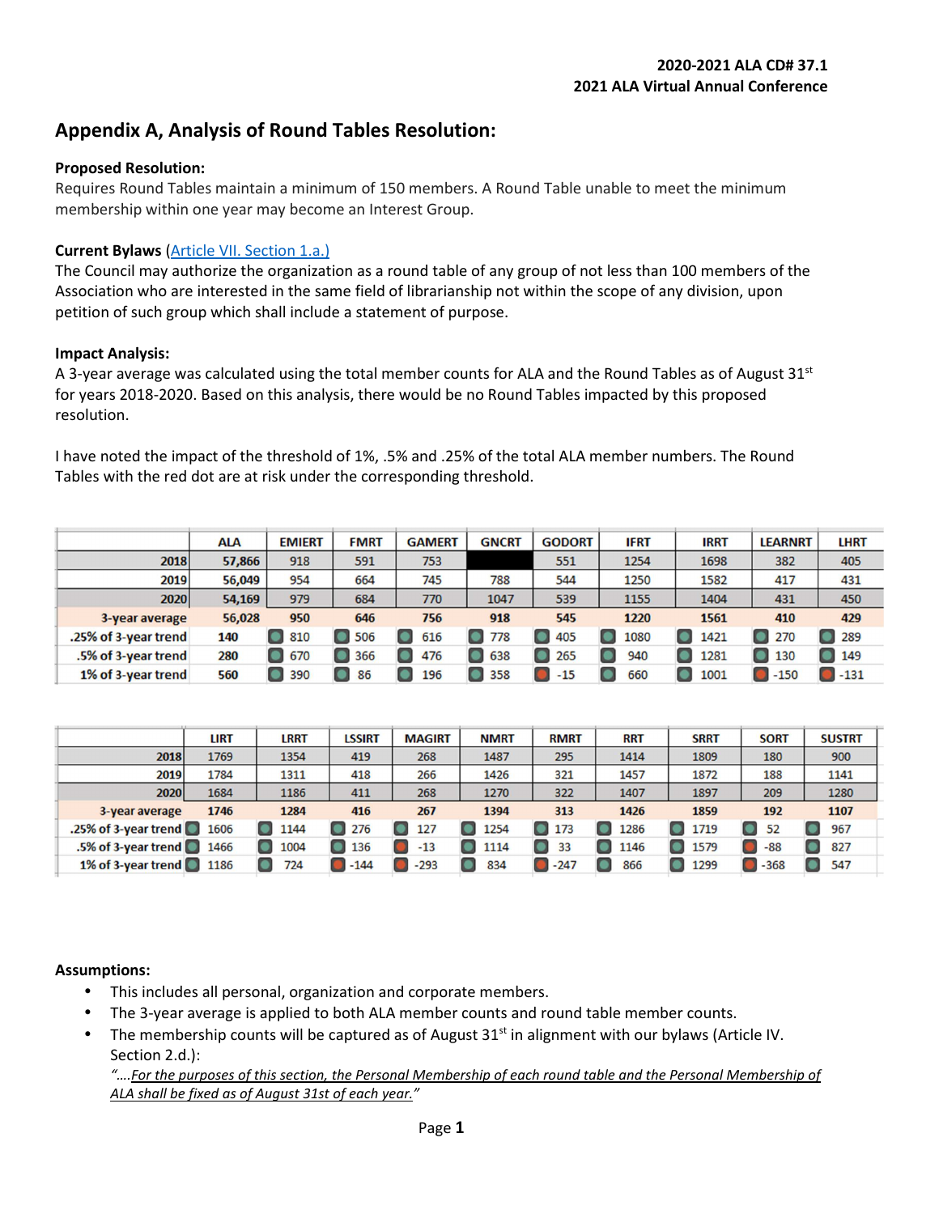**2020-2021 ALA CD# 37.1**
**2021 ALA Virtual Annual Conference**

# Appendix A, Analysis of Round Tables Resolution:

**Proposed Resolution:**
Requires Round Tables maintain a minimum of 150 members. A Round Table unable to meet the minimum membership within one year may become an Interest Group.

**Current Bylaws** (Article VII. Section 1.a.)
The Council may authorize the organization as a round table of any group of not less than 100 members of the Association who are interested in the same field of librarianship not within the scope of any division, upon petition of such group which shall include a statement of purpose.

**Impact Analysis:**
A 3-year average was calculated using the total member counts for ALA and the Round Tables as of August 31st for years 2018-2020. Based on this analysis, there would be no Round Tables impacted by this proposed resolution.

I have noted the impact of the threshold of 1%, .5% and .25% of the total ALA member numbers. The Round Tables with the red dot are at risk under the corresponding threshold.

| | ALA | EMIERT | FMRT | GAMERT | GNCRT | GODORT | IFRT | IRRT | LEARNRT | LHRT |
|---|---|---|---|---|---|---|---|---|---|---|
| 2018 | 57,866 | 918 | 591 | 753 | | 551 | 1254 | 1698 | 382 | 405 |
| 2019 | 56,049 | 954 | 664 | 745 | 788 | 544 | 1250 | 1582 | 417 | 431 |
| 2020 | 54,169 | 979 | 684 | 770 | 1047 | 539 | 1155 | 1404 | 431 | 450 |
| 3-year average | 56,028 | 950 | 646 | 756 | 918 | 545 | 1220 | 1561 | 410 | 429 |
| .25% of 3-year trend | 140 | 810 | 506 | 616 | 778 | 405 | 1080 | 1421 | 270 | 289 |
| .5% of 3-year trend | 280 | 670 | 366 | 476 | 638 | 265 | 940 | 1281 | 130 | 149 |
| 1% of 3-year trend | 560 | 390 | 86 | 196 | 358 | -15 | 660 | 1001 | -150 | -131 |

| | LIRT | LRRT | LSSIRT | MAGIRT | NMRT | RMRT | RRT | SRRT | SORT | SUSTRT |
|---|---|---|---|---|---|---|---|---|---|---|
| 2018 | 1769 | 1354 | 419 | 268 | 1487 | 295 | 1414 | 1809 | 180 | 900 |
| 2019 | 1784 | 1311 | 418 | 266 | 1426 | 321 | 1457 | 1872 | 188 | 1141 |
| 2020 | 1684 | 1186 | 411 | 268 | 1270 | 322 | 1407 | 1897 | 209 | 1280 |
| 3-year average | 1746 | 1284 | 416 | 267 | 1394 | 313 | 1426 | 1859 | 192 | 1107 |
| .25% of 3-year trend | 1606 | 1144 | 276 | 127 | 1254 | 173 | 1286 | 1719 | 52 | 967 |
| .5% of 3-year trend | 1466 | 1004 | 136 | -13 | 1114 | 33 | 1146 | 1579 | -88 | 827 |
| 1% of 3-year trend | 1186 | 724 | -144 | -293 | 834 | -247 | 866 | 1299 | -368 | 547 |

**Assumptions:**

- This includes all personal, organization and corporate members.
- The 3-year average is applied to both ALA member counts and round table member counts.
- The membership counts will be captured as of August 31st in alignment with our bylaws (Article IV. Section 2.d.):
  *"….For the purposes of this section, the Personal Membership of each round table and the Personal Membership of ALA shall be fixed as of August 31st of each year."*